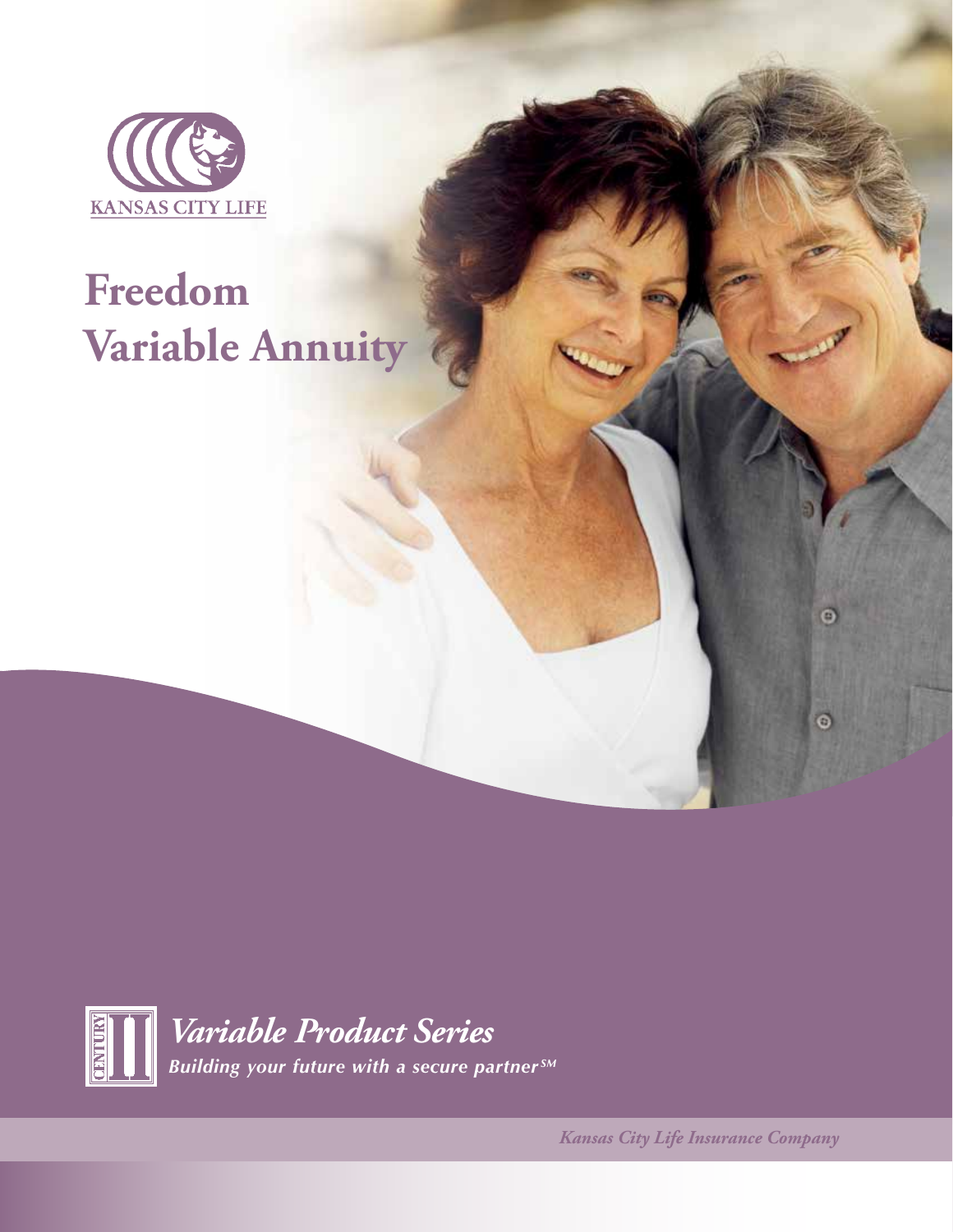KANSAS CITY LIFE

# Freedom Variable Annuity

CENTURY II

## *Variable Product Series*

***Building your future with a secure partner***SM

*Kansas City Life Insurance Company*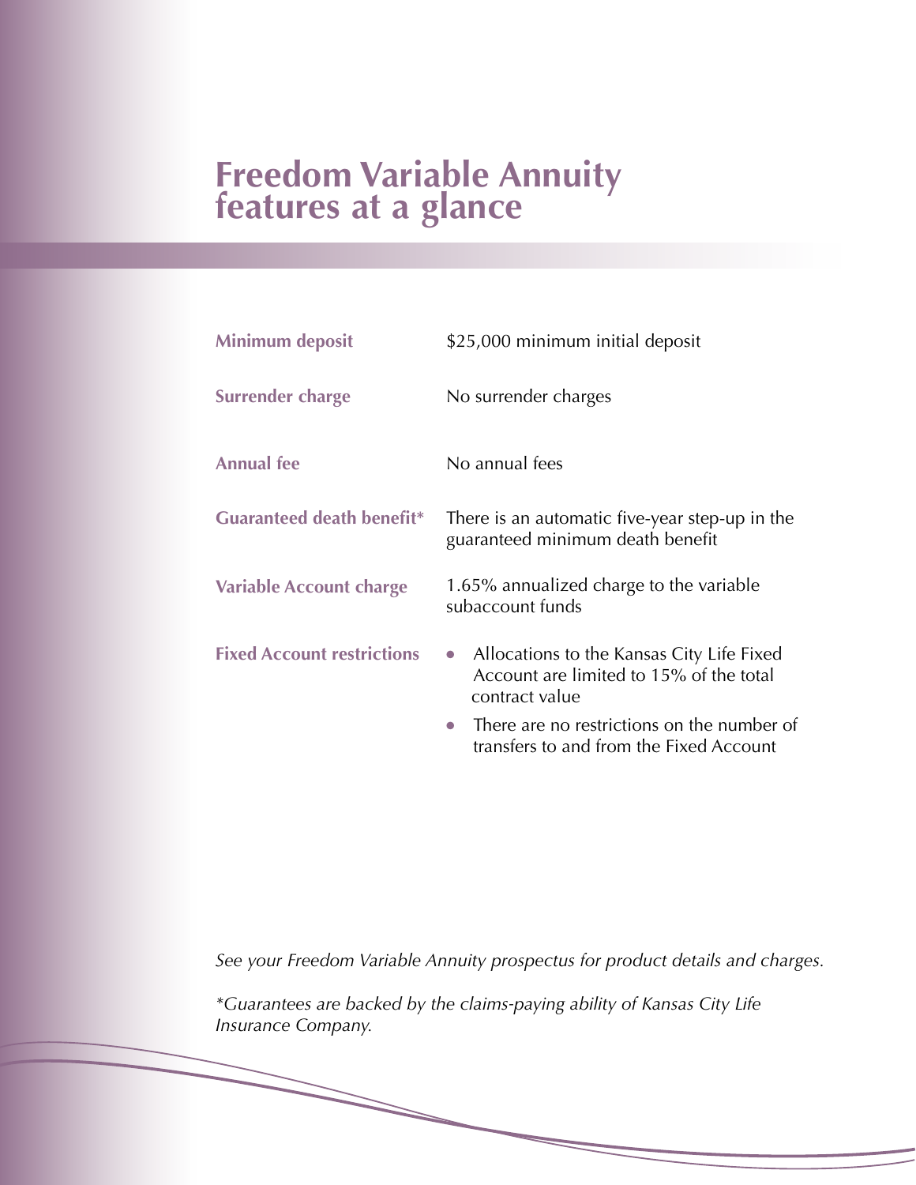# Freedom Variable Annuity features at a glance

| | |
|---|---|
| **Minimum deposit** | $25,000 minimum initial deposit |
| **Surrender charge** | No surrender charges |
| **Annual fee** | No annual fees |
| **Guaranteed death benefit*** | There is an automatic five-year step-up in the guaranteed minimum death benefit |
| **Variable Account charge** | 1.65% annualized charge to the variable subaccount funds |
| **Fixed Account restrictions** | • Allocations to the Kansas City Life Fixed Account are limited to 15% of the total contract value<br>• There are no restrictions on the number of transfers to and from the Fixed Account |

*See your Freedom Variable Annuity prospectus for product details and charges.*

**Guarantees are backed by the claims-paying ability of Kansas City Life Insurance Company.*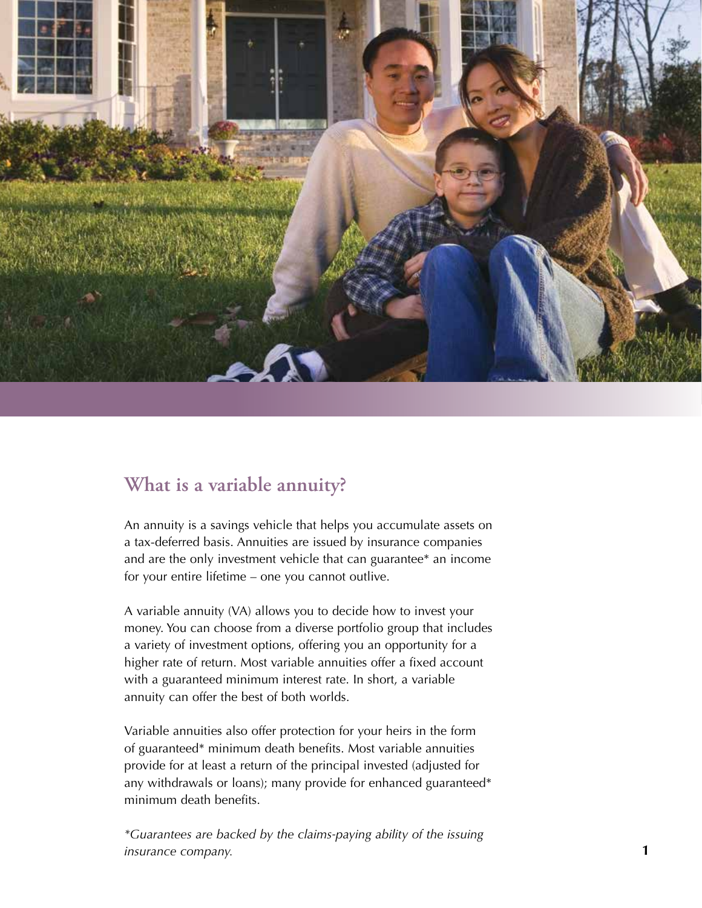## What is a variable annuity?

An annuity is a savings vehicle that helps you accumulate assets on a tax-deferred basis. Annuities are issued by insurance companies and are the only investment vehicle that can guarantee* an income for your entire lifetime – one you cannot outlive.

A variable annuity (VA) allows you to decide how to invest your money. You can choose from a diverse portfolio group that includes a variety of investment options, offering you an opportunity for a higher rate of return. Most variable annuities offer a fixed account with a guaranteed minimum interest rate. In short, a variable annuity can offer the best of both worlds.

Variable annuities also offer protection for your heirs in the form of guaranteed* minimum death benefits. Most variable annuities provide for at least a return of the principal invested (adjusted for any withdrawals or loans); many provide for enhanced guaranteed* minimum death benefits.

*\*Guarantees are backed by the claims-paying ability of the issuing insurance company.*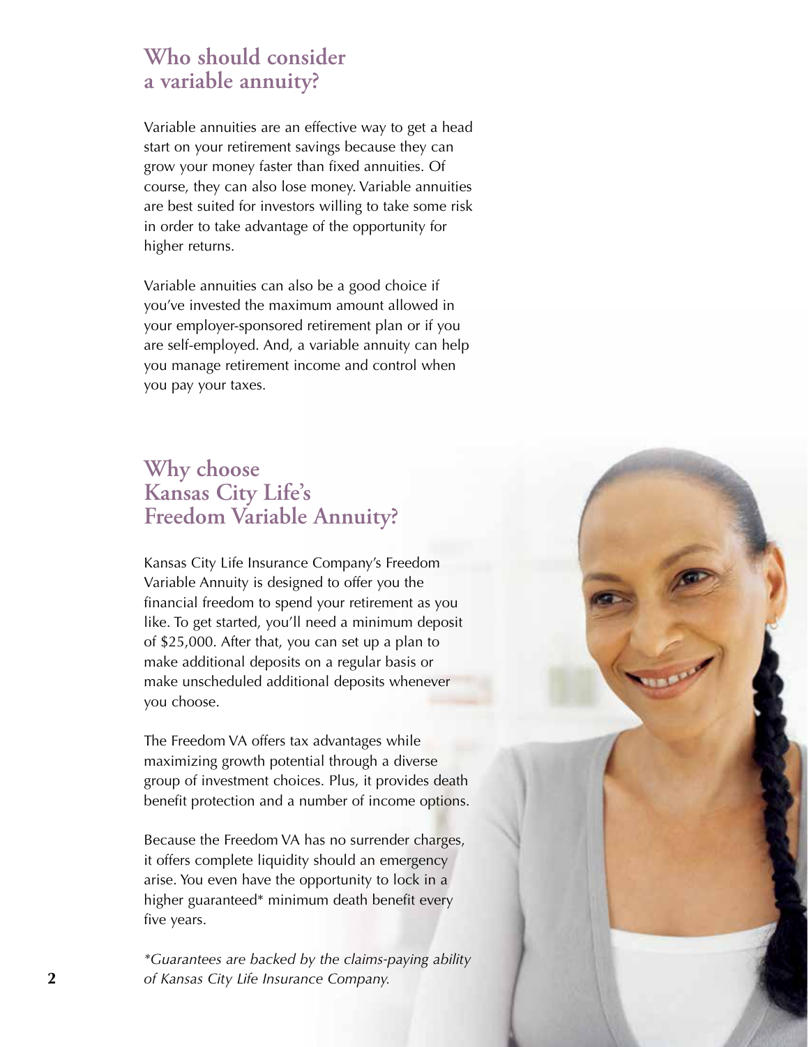## Who should consider a variable annuity?

Variable annuities are an effective way to get a head start on your retirement savings because they can grow your money faster than fixed annuities. Of course, they can also lose money. Variable annuities are best suited for investors willing to take some risk in order to take advantage of the opportunity for higher returns.

Variable annuities can also be a good choice if you've invested the maximum amount allowed in your employer-sponsored retirement plan or if you are self-employed. And, a variable annuity can help you manage retirement income and control when you pay your taxes.

## Why choose Kansas City Life's Freedom Variable Annuity?

Kansas City Life Insurance Company's Freedom Variable Annuity is designed to offer you the financial freedom to spend your retirement as you like. To get started, you'll need a minimum deposit of $25,000. After that, you can set up a plan to make additional deposits on a regular basis or make unscheduled additional deposits whenever you choose.

The Freedom VA offers tax advantages while maximizing growth potential through a diverse group of investment choices. Plus, it provides death benefit protection and a number of income options.

Because the Freedom VA has no surrender charges, it offers complete liquidity should an emergency arise. You even have the opportunity to lock in a higher guaranteed* minimum death benefit every five years.

*\*Guarantees are backed by the claims-paying ability of Kansas City Life Insurance Company.*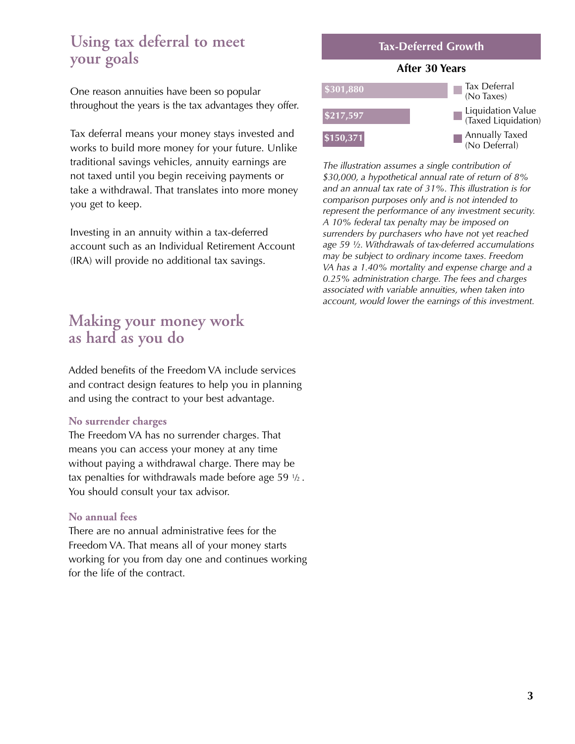## Using tax deferral to meet your goals

One reason annuities have been so popular throughout the years is the tax advantages they offer.

Tax deferral means your money stays invested and works to build more money for your future. Unlike traditional savings vehicles, annuity earnings are not taxed until you begin receiving payments or take a withdrawal. That translates into more money you get to keep.

Investing in an annuity within a tax-deferred account such as an Individual Retirement Account (IRA) will provide no additional tax savings.

## Making your money work as hard as you do

Added benefits of the Freedom VA include services and contract design features to help you in planning and using the contract to your best advantage.

### No surrender charges

The Freedom VA has no surrender charges. That means you can access your money at any time without paying a withdrawal charge. There may be tax penalties for withdrawals made before age 59 ½. You should consult your tax advisor.

### No annual fees

There are no annual administrative fees for the Freedom VA. That means all of your money starts working for you from day one and continues working for the life of the contract.

**Tax-Deferred Growth**

**After 30 Years**

| Value | Type |
|---|---|
| $301,880 | Tax Deferral (No Taxes) |
| $217,597 | Liquidation Value (Taxed Liquidation) |
| $150,371 | Annually Taxed (No Deferral) |

*The illustration assumes a single contribution of $30,000, a hypothetical annual rate of return of 8% and an annual tax rate of 31%. This illustration is for comparison purposes only and is not intended to represent the performance of any investment security. A 10% federal tax penalty may be imposed on surrenders by purchasers who have not yet reached age 59 ½. Withdrawals of tax-deferred accumulations may be subject to ordinary income taxes. Freedom VA has a 1.40% mortality and expense charge and a 0.25% administration charge. The fees and charges associated with variable annuities, when taken into account, would lower the earnings of this investment.*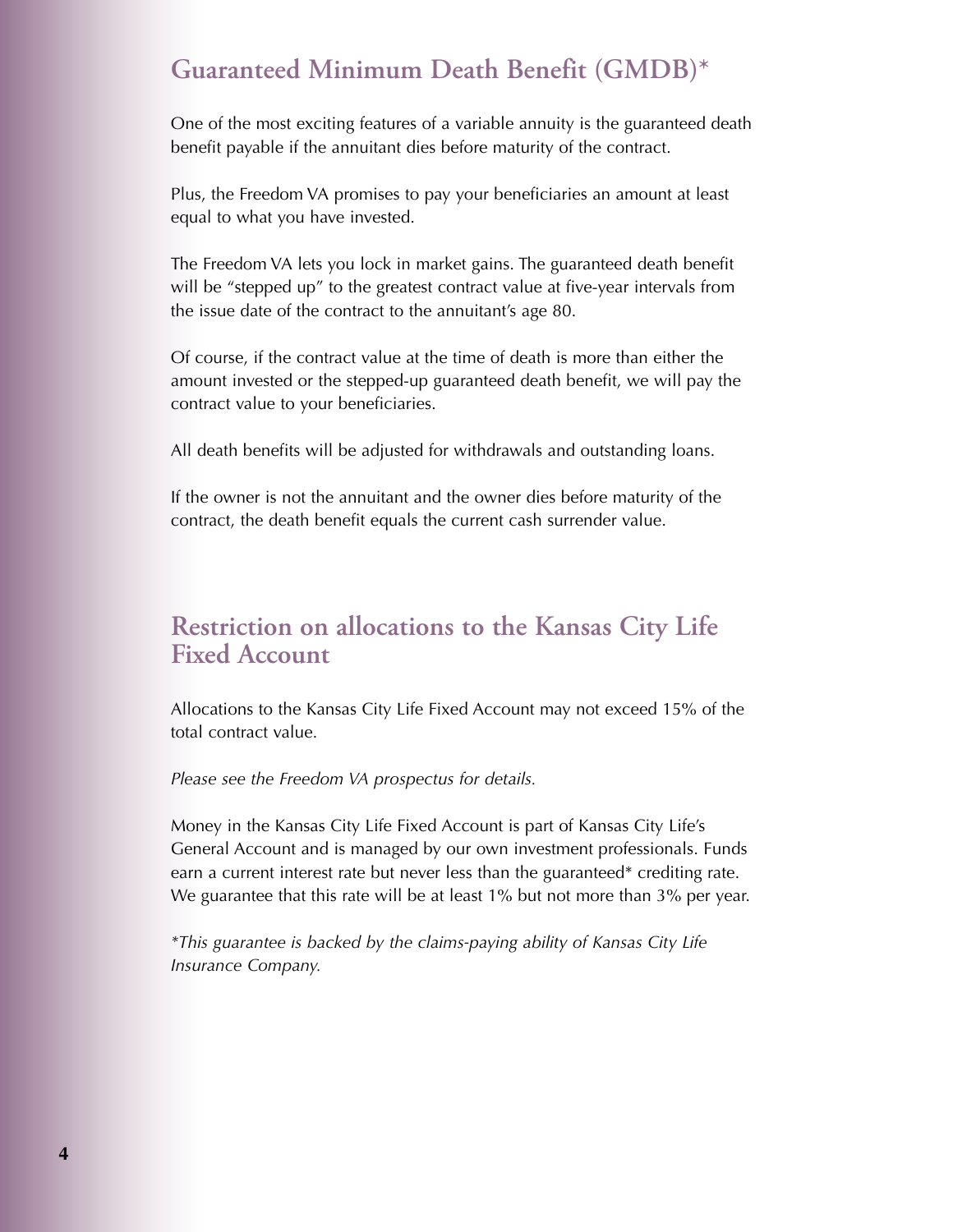## Guaranteed Minimum Death Benefit (GMDB)*

One of the most exciting features of a variable annuity is the guaranteed death benefit payable if the annuitant dies before maturity of the contract.

Plus, the Freedom VA promises to pay your beneficiaries an amount at least equal to what you have invested.

The Freedom VA lets you lock in market gains. The guaranteed death benefit will be "stepped up" to the greatest contract value at five-year intervals from the issue date of the contract to the annuitant's age 80.

Of course, if the contract value at the time of death is more than either the amount invested or the stepped-up guaranteed death benefit, we will pay the contract value to your beneficiaries.

All death benefits will be adjusted for withdrawals and outstanding loans.

If the owner is not the annuitant and the owner dies before maturity of the contract, the death benefit equals the current cash surrender value.

## Restriction on allocations to the Kansas City Life Fixed Account

Allocations to the Kansas City Life Fixed Account may not exceed 15% of the total contract value.

*Please see the Freedom VA prospectus for details.*

Money in the Kansas City Life Fixed Account is part of Kansas City Life's General Account and is managed by our own investment professionals. Funds earn a current interest rate but never less than the guaranteed* crediting rate. We guarantee that this rate will be at least 1% but not more than 3% per year.

*\*This guarantee is backed by the claims-paying ability of Kansas City Life Insurance Company.*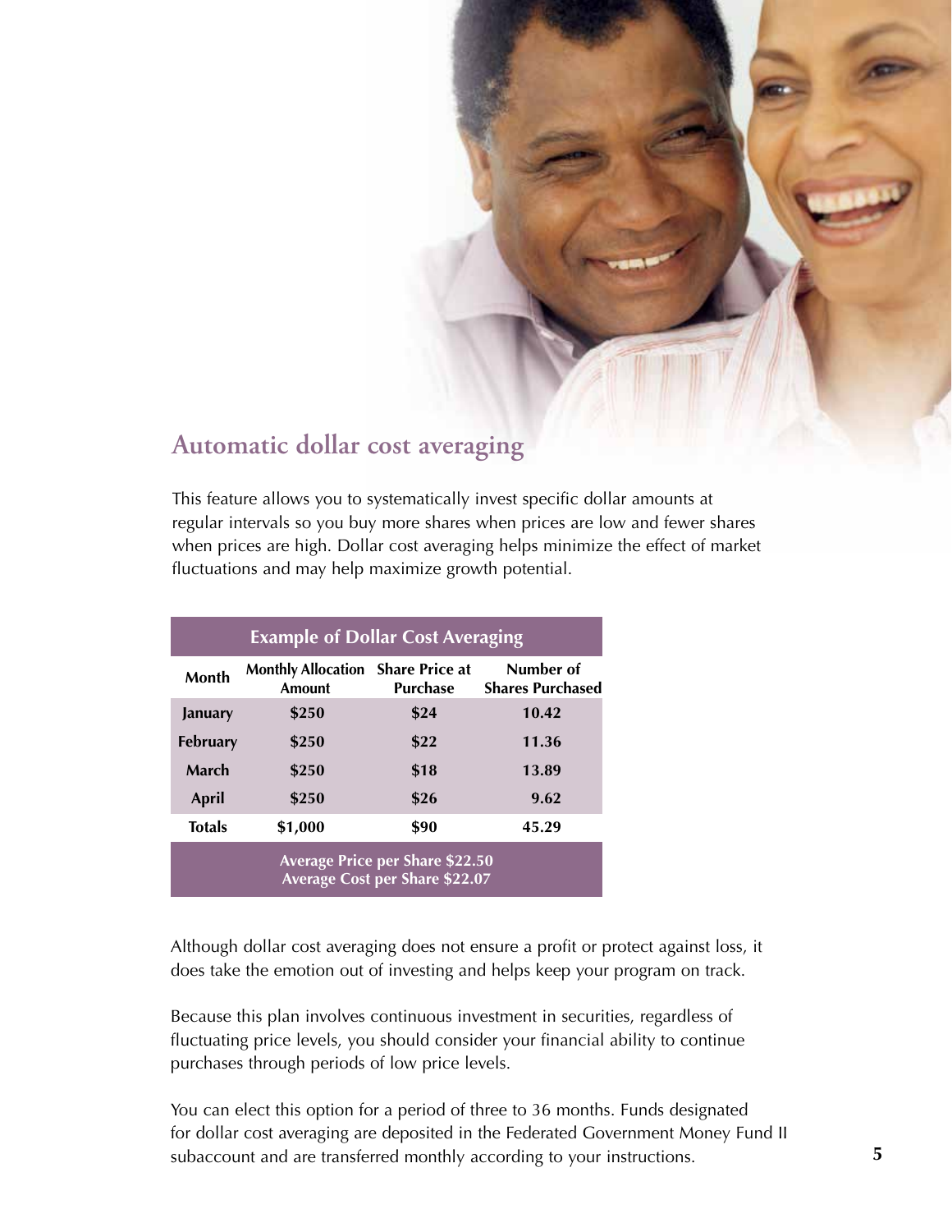## Automatic dollar cost averaging

This feature allows you to systematically invest specific dollar amounts at regular intervals so you buy more shares when prices are low and fewer shares when prices are high. Dollar cost averaging helps minimize the effect of market fluctuations and may help maximize growth potential.

**Example of Dollar Cost Averaging**

| Month | Monthly Allocation Amount | Share Price at Purchase | Number of Shares Purchased |
|---|---|---|---|
| January | $250 | $24 | 10.42 |
| February | $250 | $22 | 11.36 |
| March | $250 | $18 | 13.89 |
| April | $250 | $26 | 9.62 |
| Totals | $1,000 | $90 | 45.29 |

**Average Price per Share $22.50**
**Average Cost per Share $22.07**

Although dollar cost averaging does not ensure a profit or protect against loss, it does take the emotion out of investing and helps keep your program on track.

Because this plan involves continuous investment in securities, regardless of fluctuating price levels, you should consider your financial ability to continue purchases through periods of low price levels.

You can elect this option for a period of three to 36 months. Funds designated for dollar cost averaging are deposited in the Federated Government Money Fund II subaccount and are transferred monthly according to your instructions.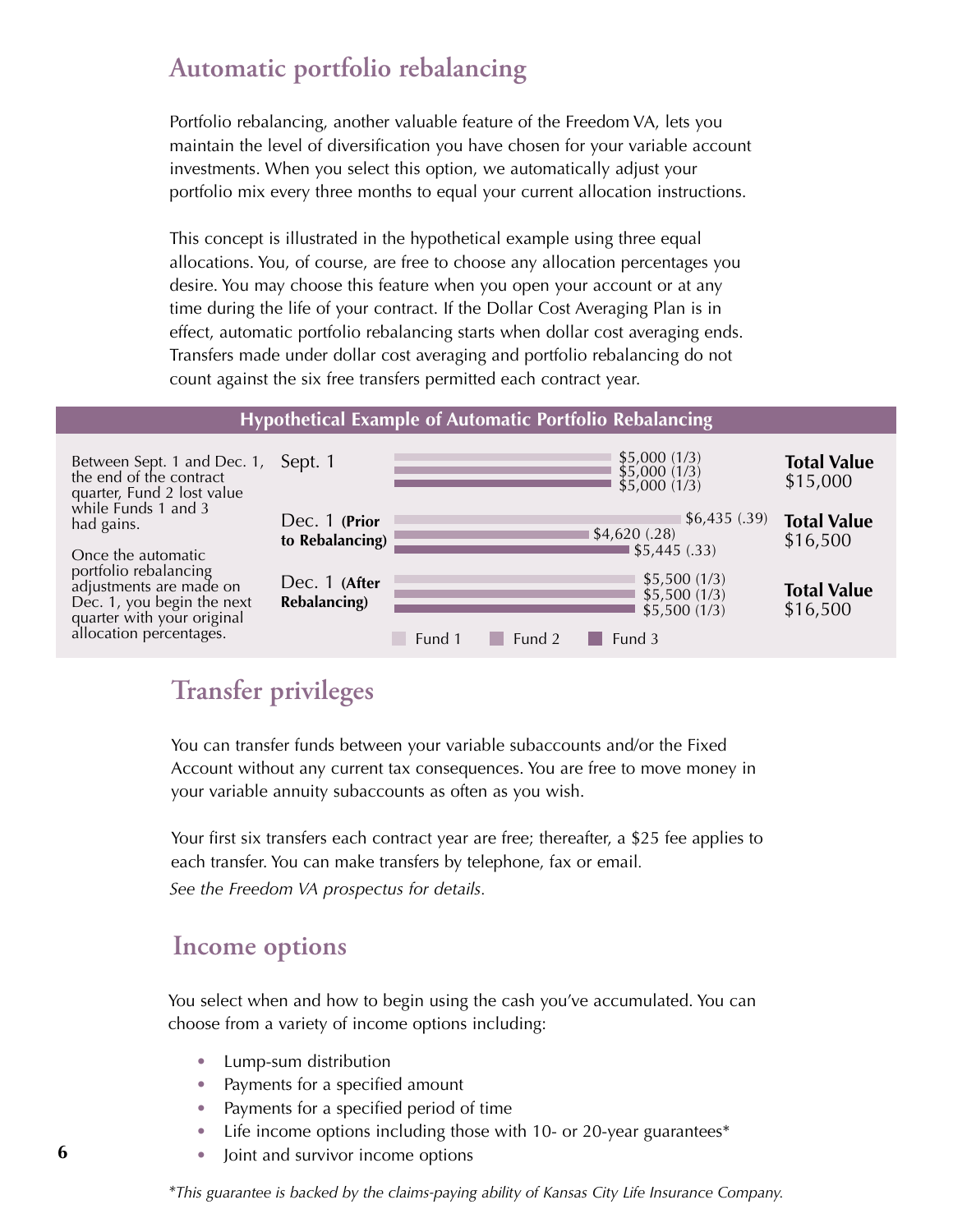## Automatic portfolio rebalancing

Portfolio rebalancing, another valuable feature of the Freedom VA, lets you maintain the level of diversification you have chosen for your variable account investments. When you select this option, we automatically adjust your portfolio mix every three months to equal your current allocation instructions.

This concept is illustrated in the hypothetical example using three equal allocations. You, of course, are free to choose any allocation percentages you desire. You may choose this feature when you open your account or at any time during the life of your contract. If the Dollar Cost Averaging Plan is in effect, automatic portfolio rebalancing starts when dollar cost averaging ends. Transfers made under dollar cost averaging and portfolio rebalancing do not count against the six free transfers permitted each contract year.

### Hypothetical Example of Automatic Portfolio Rebalancing

Between Sept. 1 and Dec. 1, the end of the contract quarter, Fund 2 lost value while Funds 1 and 3 had gains.

Once the automatic portfolio rebalancing adjustments are made on Dec. 1, you begin the next quarter with your original allocation percentages.

| Date | Fund 1 | Fund 2 | Fund 3 | Total Value |
|---|---|---|---|---|
| Sept. 1 | $5,000 (1/3) | $5,000 (1/3) | $5,000 (1/3) | $15,000 |
| Dec. 1 (Prior to Rebalancing) | $6,435 (.39) | $4,620 (.28) | $5,445 (.33) | $16,500 |
| Dec. 1 (After Rebalancing) | $5,500 (1/3) | $5,500 (1/3) | $5,500 (1/3) | $16,500 |

## Transfer privileges

You can transfer funds between your variable subaccounts and/or the Fixed Account without any current tax consequences. You are free to move money in your variable annuity subaccounts as often as you wish.

Your first six transfers each contract year are free; thereafter, a $25 fee applies to each transfer. You can make transfers by telephone, fax or email.
*See the Freedom VA prospectus for details.*

## Income options

You select when and how to begin using the cash you've accumulated. You can choose from a variety of income options including:

- Lump-sum distribution
- Payments for a specified amount
- Payments for a specified period of time
- Life income options including those with 10- or 20-year guarantees*
- Joint and survivor income options

*\*This guarantee is backed by the claims-paying ability of Kansas City Life Insurance Company.*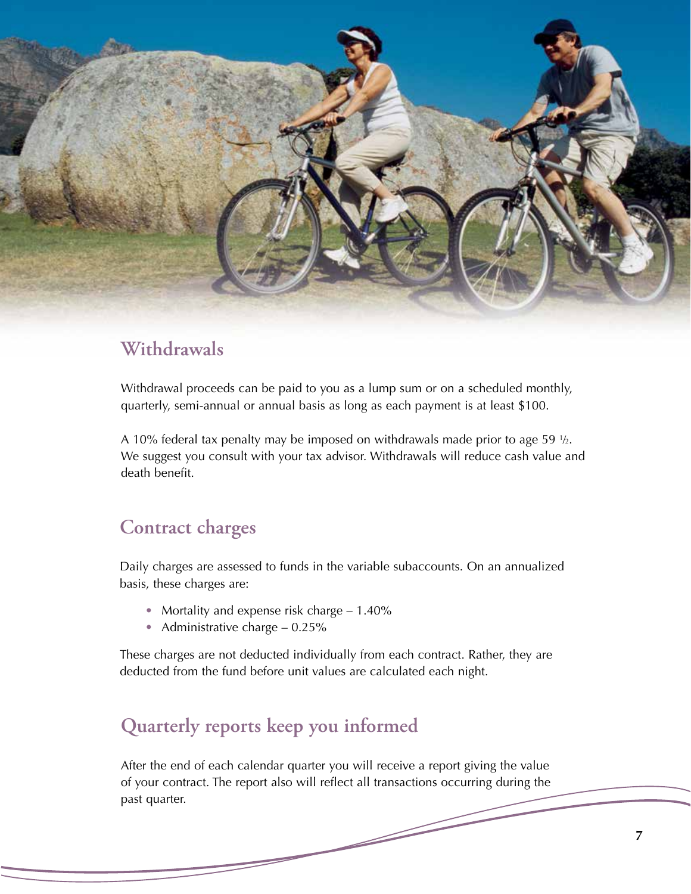## Withdrawals

Withdrawal proceeds can be paid to you as a lump sum or on a scheduled monthly, quarterly, semi-annual or annual basis as long as each payment is at least $100.

A 10% federal tax penalty may be imposed on withdrawals made prior to age 59 ½. We suggest you consult with your tax advisor. Withdrawals will reduce cash value and death benefit.

## Contract charges

Daily charges are assessed to funds in the variable subaccounts. On an annualized basis, these charges are:

- Mortality and expense risk charge – 1.40%
- Administrative charge – 0.25%

These charges are not deducted individually from each contract. Rather, they are deducted from the fund before unit values are calculated each night.

## Quarterly reports keep you informed

After the end of each calendar quarter you will receive a report giving the value of your contract. The report also will reflect all transactions occurring during the past quarter.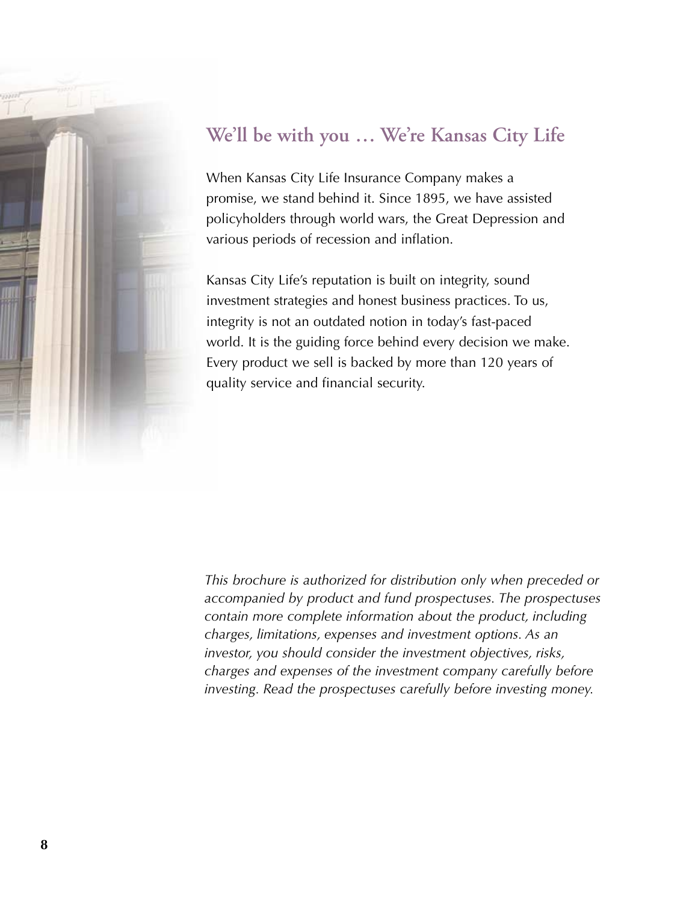## We'll be with you … We're Kansas City Life

When Kansas City Life Insurance Company makes a promise, we stand behind it. Since 1895, we have assisted policyholders through world wars, the Great Depression and various periods of recession and inflation.

Kansas City Life's reputation is built on integrity, sound investment strategies and honest business practices. To us, integrity is not an outdated notion in today's fast-paced world. It is the guiding force behind every decision we make. Every product we sell is backed by more than 120 years of quality service and financial security.

*This brochure is authorized for distribution only when preceded or accompanied by product and fund prospectuses. The prospectuses contain more complete information about the product, including charges, limitations, expenses and investment options. As an investor, you should consider the investment objectives, risks, charges and expenses of the investment company carefully before investing. Read the prospectuses carefully before investing money.*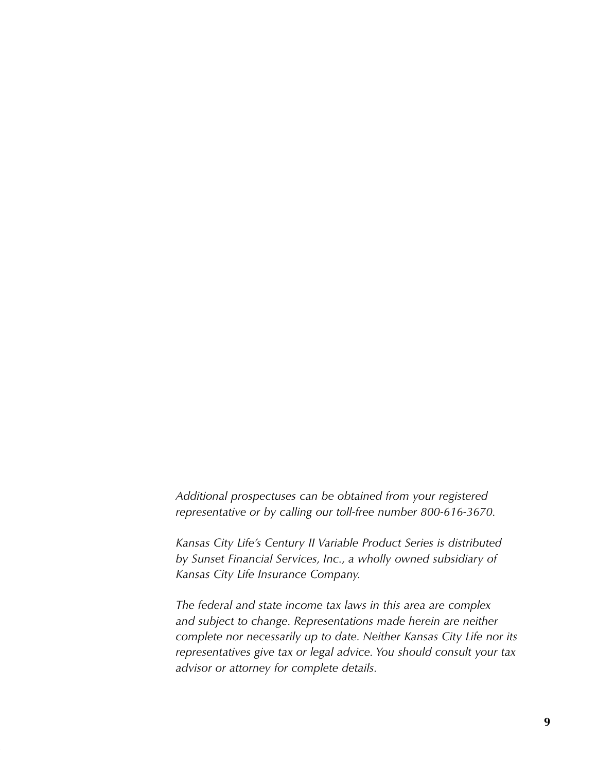*Additional prospectuses can be obtained from your registered representative or by calling our toll-free number 800-616-3670.*

*Kansas City Life's Century II Variable Product Series is distributed by Sunset Financial Services, Inc., a wholly owned subsidiary of Kansas City Life Insurance Company.*

*The federal and state income tax laws in this area are complex and subject to change. Representations made herein are neither complete nor necessarily up to date. Neither Kansas City Life nor its representatives give tax or legal advice. You should consult your tax advisor or attorney for complete details.*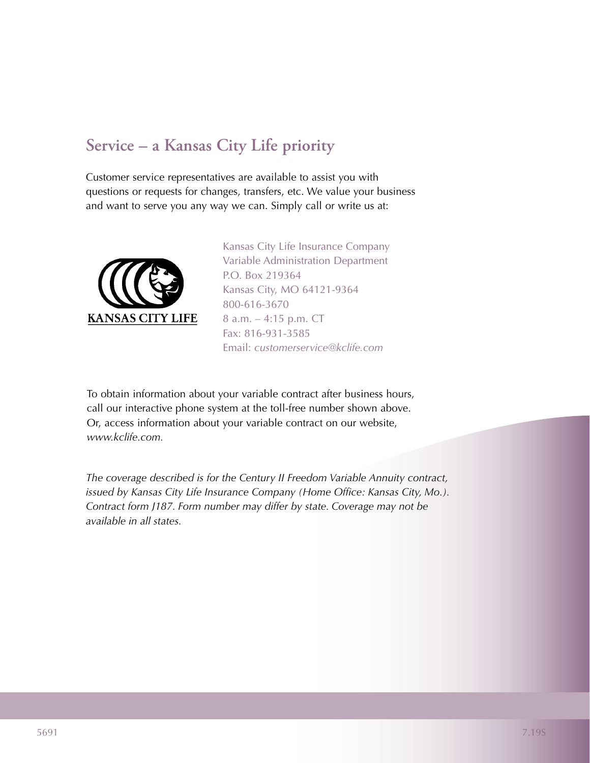## Service – a Kansas City Life priority

Customer service representatives are available to assist you with questions or requests for changes, transfers, etc. We value your business and want to serve you any way we can. Simply call or write us at:

KANSAS CITY LIFE

Kansas City Life Insurance Company
Variable Administration Department
P.O. Box 219364
Kansas City, MO 64121-9364
800-616-3670
8 a.m. – 4:15 p.m. CT
Fax: 816-931-3585
Email: *customerservice@kclife.com*

To obtain information about your variable contract after business hours, call our interactive phone system at the toll-free number shown above. Or, access information about your variable contract on our website, *www.kclife.com.*

*The coverage described is for the Century II Freedom Variable Annuity contract, issued by Kansas City Life Insurance Company (Home Office: Kansas City, Mo.). Contract form J187. Form number may differ by state. Coverage may not be available in all states.*

5691 7.19S